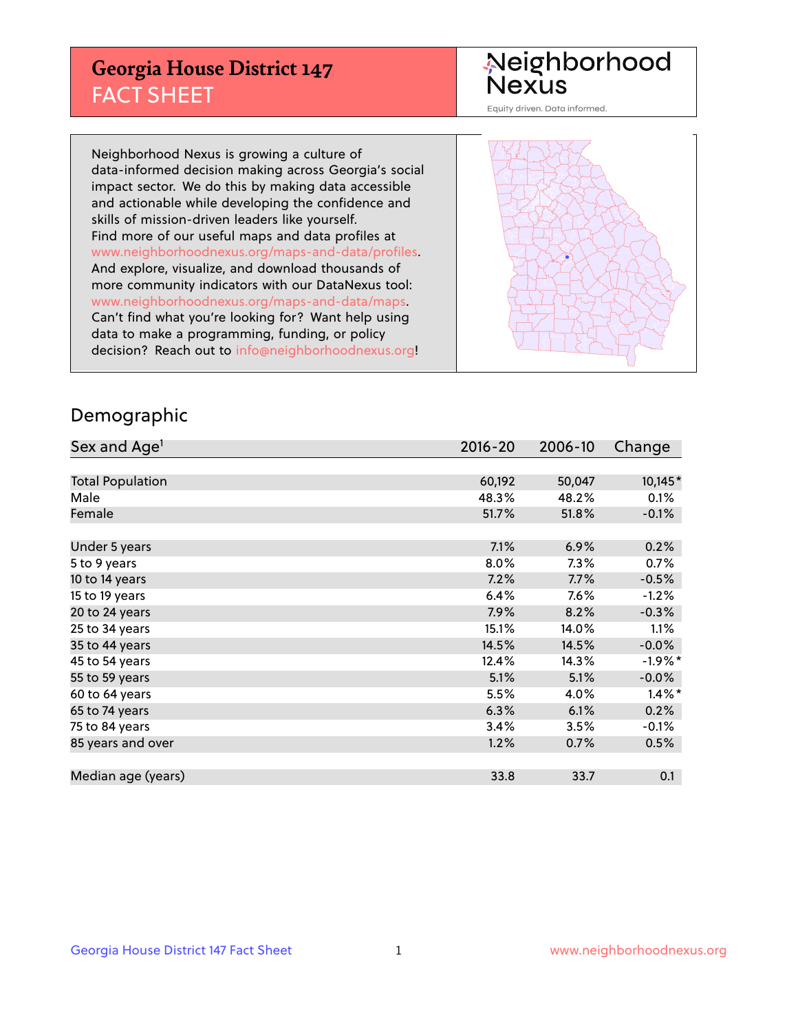# Georgia House District 147
## FACT SHEET

Neighborhood Nexus
Equity driven. Data informed.

Neighborhood Nexus is growing a culture of data-informed decision making across Georgia's social impact sector. We do this by making data accessible and actionable while developing the confidence and skills of mission-driven leaders like yourself. Find more of our useful maps and data profiles at www.neighborhoodnexus.org/maps-and-data/profiles. And explore, visualize, and download thousands of more community indicators with our DataNexus tool: www.neighborhoodnexus.org/maps-and-data/maps. Can't find what you're looking for? Want help using data to make a programming, funding, or policy decision? Reach out to info@neighborhoodnexus.org!

## Demographic

| Sex and Age[1] | 2016-20 | 2006-10 | Change |
|---|---|---|---|
| Total Population | 60,192 | 50,047 | 10,145* |
| Male | 48.3% | 48.2% | 0.1% |
| Female | 51.7% | 51.8% | -0.1% |
| | | | |
| Under 5 years | 7.1% | 6.9% | 0.2% |
| 5 to 9 years | 8.0% | 7.3% | 0.7% |
| 10 to 14 years | 7.2% | 7.7% | -0.5% |
| 15 to 19 years | 6.4% | 7.6% | -1.2% |
| 20 to 24 years | 7.9% | 8.2% | -0.3% |
| 25 to 34 years | 15.1% | 14.0% | 1.1% |
| 35 to 44 years | 14.5% | 14.5% | -0.0% |
| 45 to 54 years | 12.4% | 14.3% | -1.9%* |
| 55 to 59 years | 5.1% | 5.1% | -0.0% |
| 60 to 64 years | 5.5% | 4.0% | 1.4%* |
| 65 to 74 years | 6.3% | 6.1% | 0.2% |
| 75 to 84 years | 3.4% | 3.5% | -0.1% |
| 85 years and over | 1.2% | 0.7% | 0.5% |
| | | | |
| Median age (years) | 33.8 | 33.7 | 0.1 |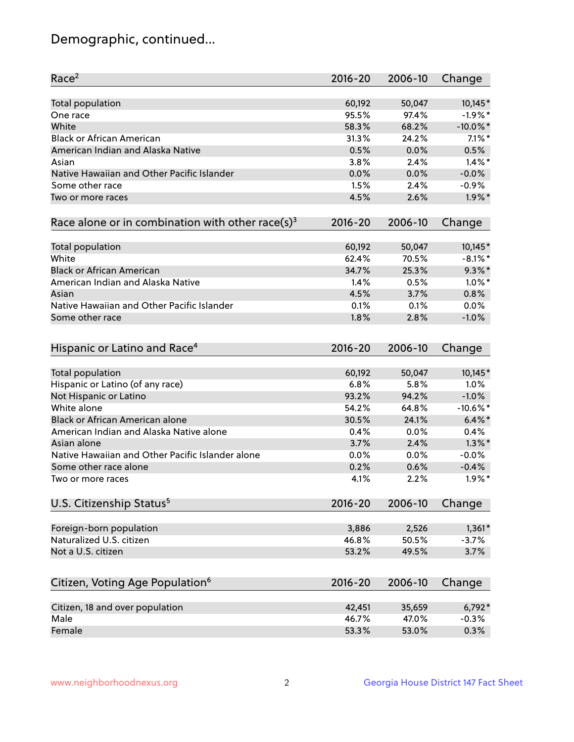# Demographic, continued...

| Race[2] | 2016-20 | 2006-10 | Change |
|---|---|---|---|
| Total population | 60,192 | 50,047 | 10,145* |
| One race | 95.5% | 97.4% | -1.9%* |
| White | 58.3% | 68.2% | -10.0%* |
| Black or African American | 31.3% | 24.2% | 7.1%* |
| American Indian and Alaska Native | 0.5% | 0.0% | 0.5% |
| Asian | 3.8% | 2.4% | 1.4%* |
| Native Hawaiian and Other Pacific Islander | 0.0% | 0.0% | -0.0% |
| Some other race | 1.5% | 2.4% | -0.9% |
| Two or more races | 4.5% | 2.6% | 1.9%* |

| Race alone or in combination with other race(s)[3] | 2016-20 | 2006-10 | Change |
|---|---|---|---|
| Total population | 60,192 | 50,047 | 10,145* |
| White | 62.4% | 70.5% | -8.1%* |
| Black or African American | 34.7% | 25.3% | 9.3%* |
| American Indian and Alaska Native | 1.4% | 0.5% | 1.0%* |
| Asian | 4.5% | 3.7% | 0.8% |
| Native Hawaiian and Other Pacific Islander | 0.1% | 0.1% | 0.0% |
| Some other race | 1.8% | 2.8% | -1.0% |

| Hispanic or Latino and Race[4] | 2016-20 | 2006-10 | Change |
|---|---|---|---|
| Total population | 60,192 | 50,047 | 10,145* |
| Hispanic or Latino (of any race) | 6.8% | 5.8% | 1.0% |
| Not Hispanic or Latino | 93.2% | 94.2% | -1.0% |
| White alone | 54.2% | 64.8% | -10.6%* |
| Black or African American alone | 30.5% | 24.1% | 6.4%* |
| American Indian and Alaska Native alone | 0.4% | 0.0% | 0.4% |
| Asian alone | 3.7% | 2.4% | 1.3%* |
| Native Hawaiian and Other Pacific Islander alone | 0.0% | 0.0% | -0.0% |
| Some other race alone | 0.2% | 0.6% | -0.4% |
| Two or more races | 4.1% | 2.2% | 1.9%* |

| U.S. Citizenship Status[5] | 2016-20 | 2006-10 | Change |
|---|---|---|---|
| Foreign-born population | 3,886 | 2,526 | 1,361* |
| Naturalized U.S. citizen | 46.8% | 50.5% | -3.7% |
| Not a U.S. citizen | 53.2% | 49.5% | 3.7% |

| Citizen, Voting Age Population[6] | 2016-20 | 2006-10 | Change |
|---|---|---|---|
| Citizen, 18 and over population | 42,451 | 35,659 | 6,792* |
| Male | 46.7% | 47.0% | -0.3% |
| Female | 53.3% | 53.0% | 0.3% |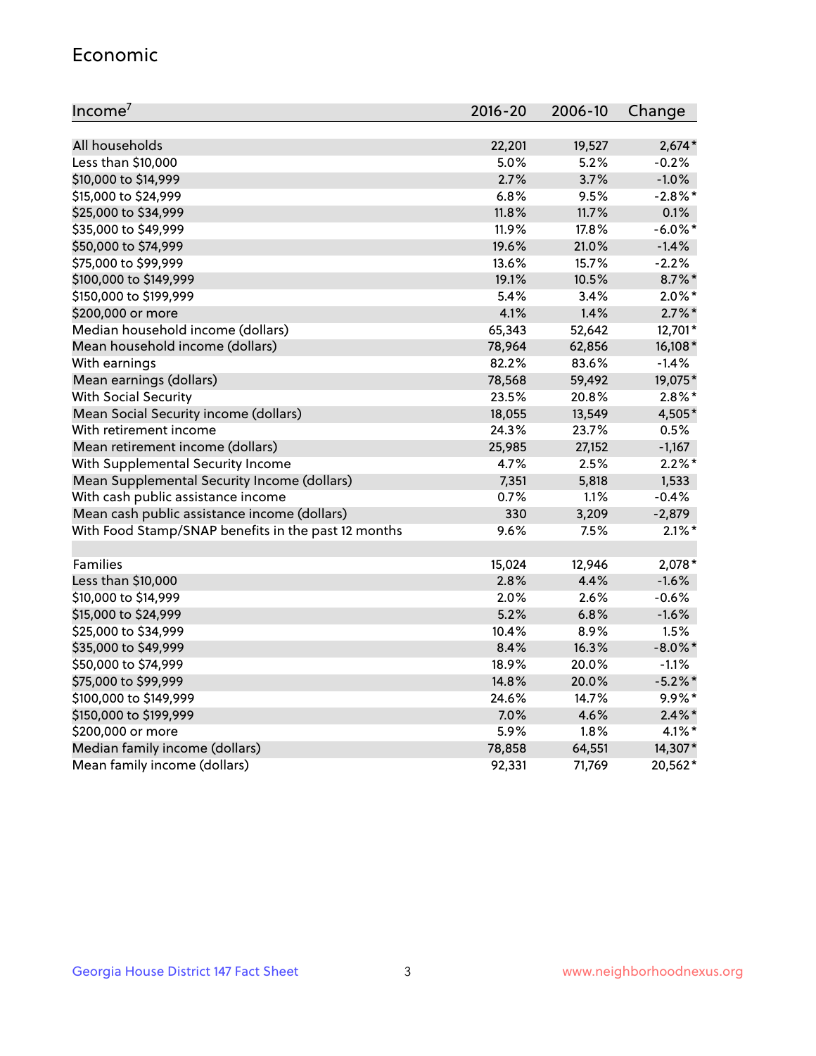## Economic

| Income[7] | 2016-20 | 2006-10 | Change |
|---|---|---|---|
| All households | 22,201 | 19,527 | 2,674* |
| Less than $10,000 | 5.0% | 5.2% | -0.2% |
| $10,000 to $14,999 | 2.7% | 3.7% | -1.0% |
| $15,000 to $24,999 | 6.8% | 9.5% | -2.8%* |
| $25,000 to $34,999 | 11.8% | 11.7% | 0.1% |
| $35,000 to $49,999 | 11.9% | 17.8% | -6.0%* |
| $50,000 to $74,999 | 19.6% | 21.0% | -1.4% |
| $75,000 to $99,999 | 13.6% | 15.7% | -2.2% |
| $100,000 to $149,999 | 19.1% | 10.5% | 8.7%* |
| $150,000 to $199,999 | 5.4% | 3.4% | 2.0%* |
| $200,000 or more | 4.1% | 1.4% | 2.7%* |
| Median household income (dollars) | 65,343 | 52,642 | 12,701* |
| Mean household income (dollars) | 78,964 | 62,856 | 16,108* |
| With earnings | 82.2% | 83.6% | -1.4% |
| Mean earnings (dollars) | 78,568 | 59,492 | 19,075* |
| With Social Security | 23.5% | 20.8% | 2.8%* |
| Mean Social Security income (dollars) | 18,055 | 13,549 | 4,505* |
| With retirement income | 24.3% | 23.7% | 0.5% |
| Mean retirement income (dollars) | 25,985 | 27,152 | -1,167 |
| With Supplemental Security Income | 4.7% | 2.5% | 2.2%* |
| Mean Supplemental Security Income (dollars) | 7,351 | 5,818 | 1,533 |
| With cash public assistance income | 0.7% | 1.1% | -0.4% |
| Mean cash public assistance income (dollars) | 330 | 3,209 | -2,879 |
| With Food Stamp/SNAP benefits in the past 12 months | 9.6% | 7.5% | 2.1%* |
| | | | |
| Families | 15,024 | 12,946 | 2,078* |
| Less than $10,000 | 2.8% | 4.4% | -1.6% |
| $10,000 to $14,999 | 2.0% | 2.6% | -0.6% |
| $15,000 to $24,999 | 5.2% | 6.8% | -1.6% |
| $25,000 to $34,999 | 10.4% | 8.9% | 1.5% |
| $35,000 to $49,999 | 8.4% | 16.3% | -8.0%* |
| $50,000 to $74,999 | 18.9% | 20.0% | -1.1% |
| $75,000 to $99,999 | 14.8% | 20.0% | -5.2%* |
| $100,000 to $149,999 | 24.6% | 14.7% | 9.9%* |
| $150,000 to $199,999 | 7.0% | 4.6% | 2.4%* |
| $200,000 or more | 5.9% | 1.8% | 4.1%* |
| Median family income (dollars) | 78,858 | 64,551 | 14,307* |
| Mean family income (dollars) | 92,331 | 71,769 | 20,562* |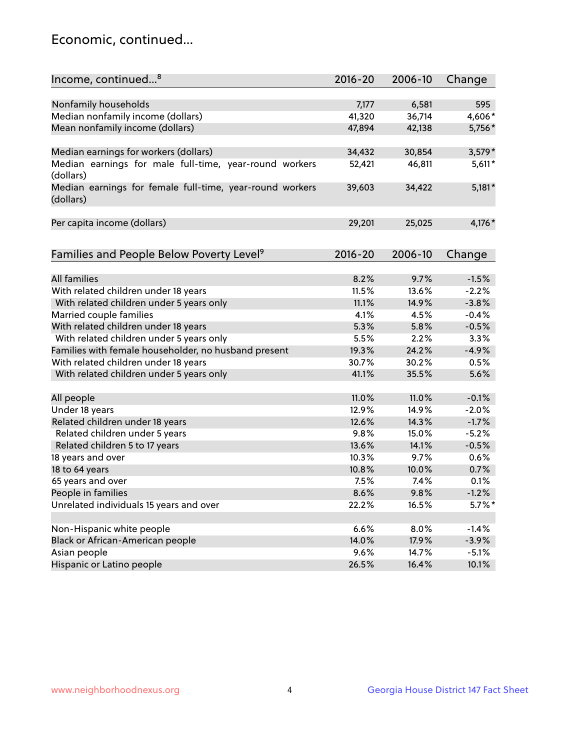## Economic, continued...

| Income, continued...[8] | 2016-20 | 2006-10 | Change |
|---|---|---|---|
| Nonfamily households | 7,177 | 6,581 | 595 |
| Median nonfamily income (dollars) | 41,320 | 36,714 | 4,606* |
| Mean nonfamily income (dollars) | 47,894 | 42,138 | 5,756* |
| Median earnings for workers (dollars) | 34,432 | 30,854 | 3,579* |
| Median earnings for male full-time, year-round workers (dollars) | 52,421 | 46,811 | 5,611* |
| Median earnings for female full-time, year-round workers (dollars) | 39,603 | 34,422 | 5,181* |
| Per capita income (dollars) | 29,201 | 25,025 | 4,176* |

| Families and People Below Poverty Level[9] | 2016-20 | 2006-10 | Change |
|---|---|---|---|
| All families | 8.2% | 9.7% | -1.5% |
| With related children under 18 years | 11.5% | 13.6% | -2.2% |
| With related children under 5 years only | 11.1% | 14.9% | -3.8% |
| Married couple families | 4.1% | 4.5% | -0.4% |
| With related children under 18 years | 5.3% | 5.8% | -0.5% |
| With related children under 5 years only | 5.5% | 2.2% | 3.3% |
| Families with female householder, no husband present | 19.3% | 24.2% | -4.9% |
| With related children under 18 years | 30.7% | 30.2% | 0.5% |
| With related children under 5 years only | 41.1% | 35.5% | 5.6% |
| All people | 11.0% | 11.0% | -0.1% |
| Under 18 years | 12.9% | 14.9% | -2.0% |
| Related children under 18 years | 12.6% | 14.3% | -1.7% |
| Related children under 5 years | 9.8% | 15.0% | -5.2% |
| Related children 5 to 17 years | 13.6% | 14.1% | -0.5% |
| 18 years and over | 10.3% | 9.7% | 0.6% |
| 18 to 64 years | 10.8% | 10.0% | 0.7% |
| 65 years and over | 7.5% | 7.4% | 0.1% |
| People in families | 8.6% | 9.8% | -1.2% |
| Unrelated individuals 15 years and over | 22.2% | 16.5% | 5.7%* |
| Non-Hispanic white people | 6.6% | 8.0% | -1.4% |
| Black or African-American people | 14.0% | 17.9% | -3.9% |
| Asian people | 9.6% | 14.7% | -5.1% |
| Hispanic or Latino people | 26.5% | 16.4% | 10.1% |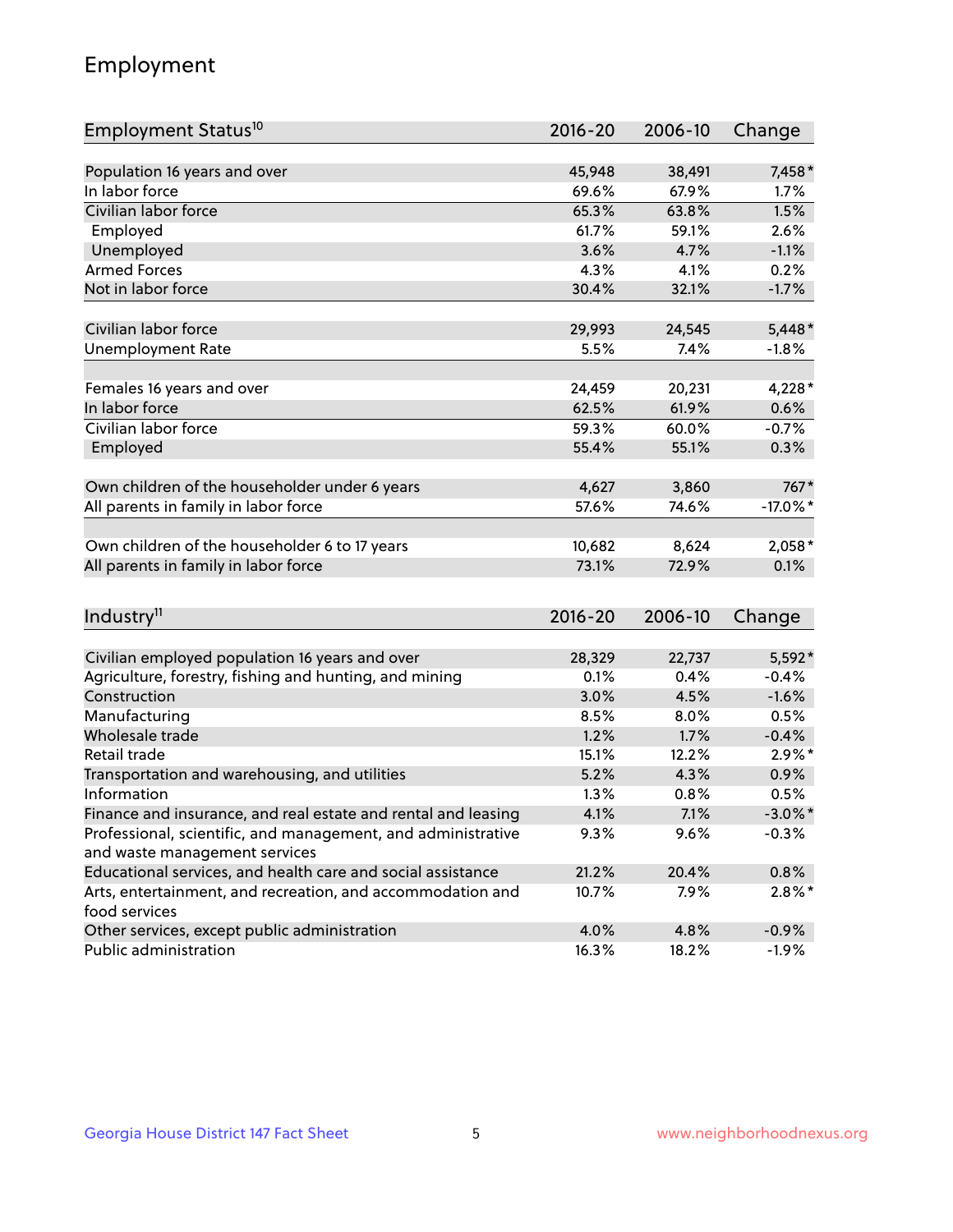# Employment

| Employment Status[10] | 2016-20 | 2006-10 | Change |
|---|---|---|---|
| Population 16 years and over | 45,948 | 38,491 | 7,458* |
| In labor force | 69.6% | 67.9% | 1.7% |
| Civilian labor force | 65.3% | 63.8% | 1.5% |
| Employed | 61.7% | 59.1% | 2.6% |
| Unemployed | 3.6% | 4.7% | -1.1% |
| Armed Forces | 4.3% | 4.1% | 0.2% |
| Not in labor force | 30.4% | 32.1% | -1.7% |
| | | | |
| Civilian labor force | 29,993 | 24,545 | 5,448* |
| Unemployment Rate | 5.5% | 7.4% | -1.8% |
| | | | |
| Females 16 years and over | 24,459 | 20,231 | 4,228* |
| In labor force | 62.5% | 61.9% | 0.6% |
| Civilian labor force | 59.3% | 60.0% | -0.7% |
| Employed | 55.4% | 55.1% | 0.3% |
| | | | |
| Own children of the householder under 6 years | 4,627 | 3,860 | 767* |
| All parents in family in labor force | 57.6% | 74.6% | -17.0%* |
| | | | |
| Own children of the householder 6 to 17 years | 10,682 | 8,624 | 2,058* |
| All parents in family in labor force | 73.1% | 72.9% | 0.1% |

| Industry[11] | 2016-20 | 2006-10 | Change |
|---|---|---|---|
| Civilian employed population 16 years and over | 28,329 | 22,737 | 5,592* |
| Agriculture, forestry, fishing and hunting, and mining | 0.1% | 0.4% | -0.4% |
| Construction | 3.0% | 4.5% | -1.6% |
| Manufacturing | 8.5% | 8.0% | 0.5% |
| Wholesale trade | 1.2% | 1.7% | -0.4% |
| Retail trade | 15.1% | 12.2% | 2.9%* |
| Transportation and warehousing, and utilities | 5.2% | 4.3% | 0.9% |
| Information | 1.3% | 0.8% | 0.5% |
| Finance and insurance, and real estate and rental and leasing | 4.1% | 7.1% | -3.0%* |
| Professional, scientific, and management, and administrative and waste management services | 9.3% | 9.6% | -0.3% |
| Educational services, and health care and social assistance | 21.2% | 20.4% | 0.8% |
| Arts, entertainment, and recreation, and accommodation and food services | 10.7% | 7.9% | 2.8%* |
| Other services, except public administration | 4.0% | 4.8% | -0.9% |
| Public administration | 16.3% | 18.2% | -1.9% |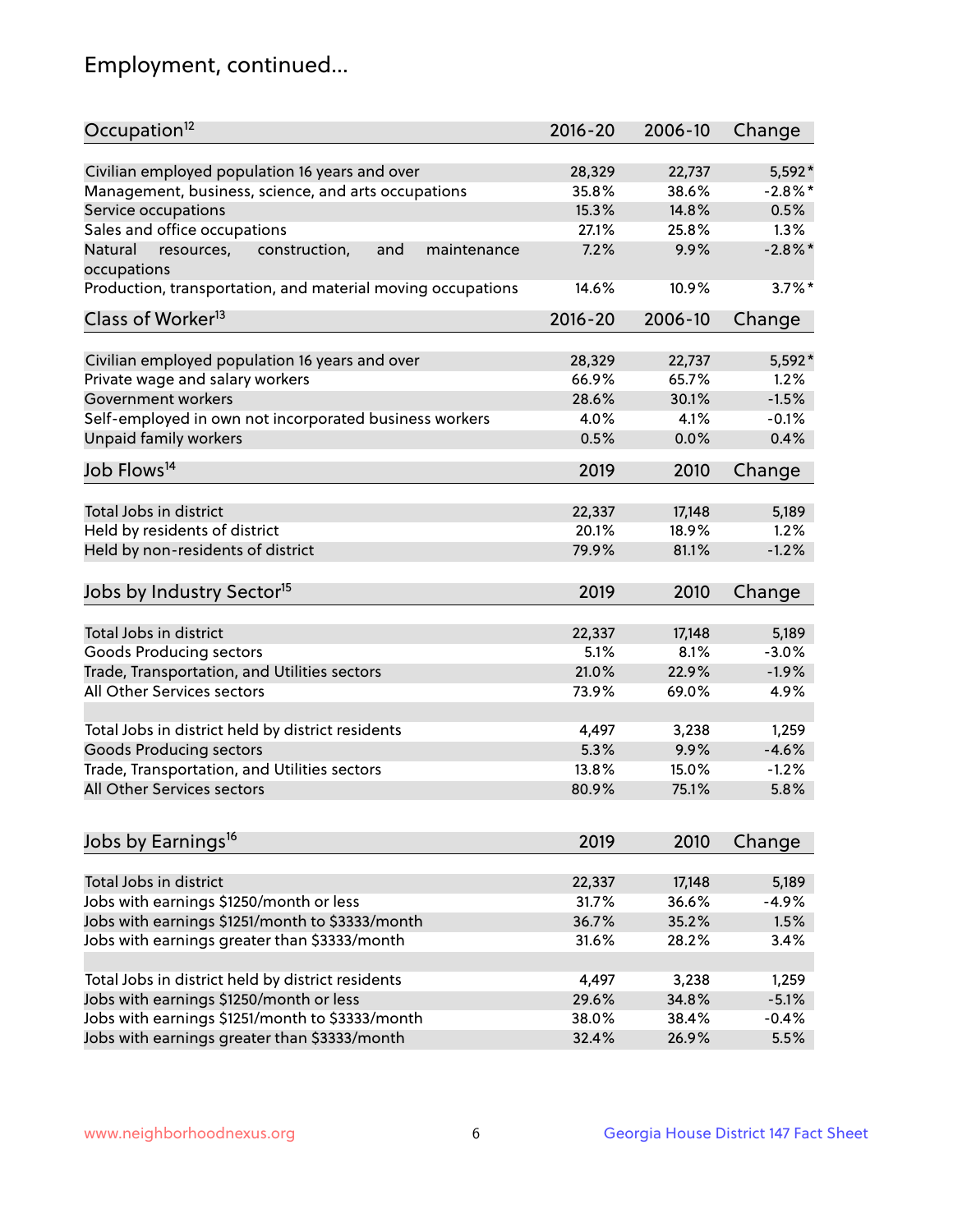## Employment, continued...

| Occupation[12] | 2016-20 | 2006-10 | Change |
|---|---|---|---|
| Civilian employed population 16 years and over | 28,329 | 22,737 | 5,592* |
| Management, business, science, and arts occupations | 35.8% | 38.6% | -2.8%* |
| Service occupations | 15.3% | 14.8% | 0.5% |
| Sales and office occupations | 27.1% | 25.8% | 1.3% |
| Natural resources, construction, and maintenance occupations | 7.2% | 9.9% | -2.8%* |
| Production, transportation, and material moving occupations | 14.6% | 10.9% | 3.7%* |

| Class of Worker[13] | 2016-20 | 2006-10 | Change |
|---|---|---|---|
| Civilian employed population 16 years and over | 28,329 | 22,737 | 5,592* |
| Private wage and salary workers | 66.9% | 65.7% | 1.2% |
| Government workers | 28.6% | 30.1% | -1.5% |
| Self-employed in own not incorporated business workers | 4.0% | 4.1% | -0.1% |
| Unpaid family workers | 0.5% | 0.0% | 0.4% |

| Job Flows[14] | 2019 | 2010 | Change |
|---|---|---|---|
| Total Jobs in district | 22,337 | 17,148 | 5,189 |
| Held by residents of district | 20.1% | 18.9% | 1.2% |
| Held by non-residents of district | 79.9% | 81.1% | -1.2% |

| Jobs by Industry Sector[15] | 2019 | 2010 | Change |
|---|---|---|---|
| Total Jobs in district | 22,337 | 17,148 | 5,189 |
| Goods Producing sectors | 5.1% | 8.1% | -3.0% |
| Trade, Transportation, and Utilities sectors | 21.0% | 22.9% | -1.9% |
| All Other Services sectors | 73.9% | 69.0% | 4.9% |
| | | | |
| Total Jobs in district held by district residents | 4,497 | 3,238 | 1,259 |
| Goods Producing sectors | 5.3% | 9.9% | -4.6% |
| Trade, Transportation, and Utilities sectors | 13.8% | 15.0% | -1.2% |
| All Other Services sectors | 80.9% | 75.1% | 5.8% |

| Jobs by Earnings[16] | 2019 | 2010 | Change |
|---|---|---|---|
| Total Jobs in district | 22,337 | 17,148 | 5,189 |
| Jobs with earnings $1250/month or less | 31.7% | 36.6% | -4.9% |
| Jobs with earnings $1251/month to $3333/month | 36.7% | 35.2% | 1.5% |
| Jobs with earnings greater than $3333/month | 31.6% | 28.2% | 3.4% |
| | | | |
| Total Jobs in district held by district residents | 4,497 | 3,238 | 1,259 |
| Jobs with earnings $1250/month or less | 29.6% | 34.8% | -5.1% |
| Jobs with earnings $1251/month to $3333/month | 38.0% | 38.4% | -0.4% |
| Jobs with earnings greater than $3333/month | 32.4% | 26.9% | 5.5% |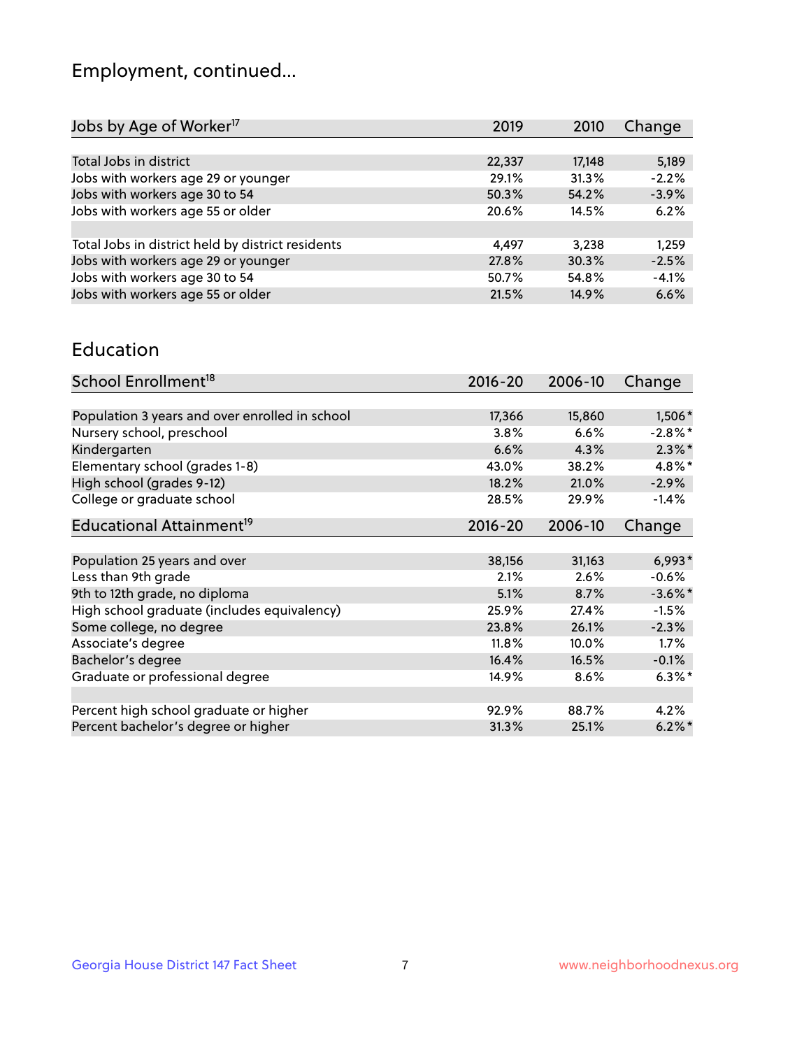## Employment, continued...

| Jobs by Age of Worker[17] | 2019 | 2010 | Change |
|---|---|---|---|
| Total Jobs in district | 22,337 | 17,148 | 5,189 |
| Jobs with workers age 29 or younger | 29.1% | 31.3% | -2.2% |
| Jobs with workers age 30 to 54 | 50.3% | 54.2% | -3.9% |
| Jobs with workers age 55 or older | 20.6% | 14.5% | 6.2% |
| | | | |
| Total Jobs in district held by district residents | 4,497 | 3,238 | 1,259 |
| Jobs with workers age 29 or younger | 27.8% | 30.3% | -2.5% |
| Jobs with workers age 30 to 54 | 50.7% | 54.8% | -4.1% |
| Jobs with workers age 55 or older | 21.5% | 14.9% | 6.6% |

## Education

| School Enrollment[18] | 2016-20 | 2006-10 | Change |
|---|---|---|---|
| Population 3 years and over enrolled in school | 17,366 | 15,860 | 1,506* |
| Nursery school, preschool | 3.8% | 6.6% | -2.8%* |
| Kindergarten | 6.6% | 4.3% | 2.3%* |
| Elementary school (grades 1-8) | 43.0% | 38.2% | 4.8%* |
| High school (grades 9-12) | 18.2% | 21.0% | -2.9% |
| College or graduate school | 28.5% | 29.9% | -1.4% |

| Educational Attainment[19] | 2016-20 | 2006-10 | Change |
|---|---|---|---|
| Population 25 years and over | 38,156 | 31,163 | 6,993* |
| Less than 9th grade | 2.1% | 2.6% | -0.6% |
| 9th to 12th grade, no diploma | 5.1% | 8.7% | -3.6%* |
| High school graduate (includes equivalency) | 25.9% | 27.4% | -1.5% |
| Some college, no degree | 23.8% | 26.1% | -2.3% |
| Associate's degree | 11.8% | 10.0% | 1.7% |
| Bachelor's degree | 16.4% | 16.5% | -0.1% |
| Graduate or professional degree | 14.9% | 8.6% | 6.3%* |
| | | | |
| Percent high school graduate or higher | 92.9% | 88.7% | 4.2% |
| Percent bachelor's degree or higher | 31.3% | 25.1% | 6.2%* |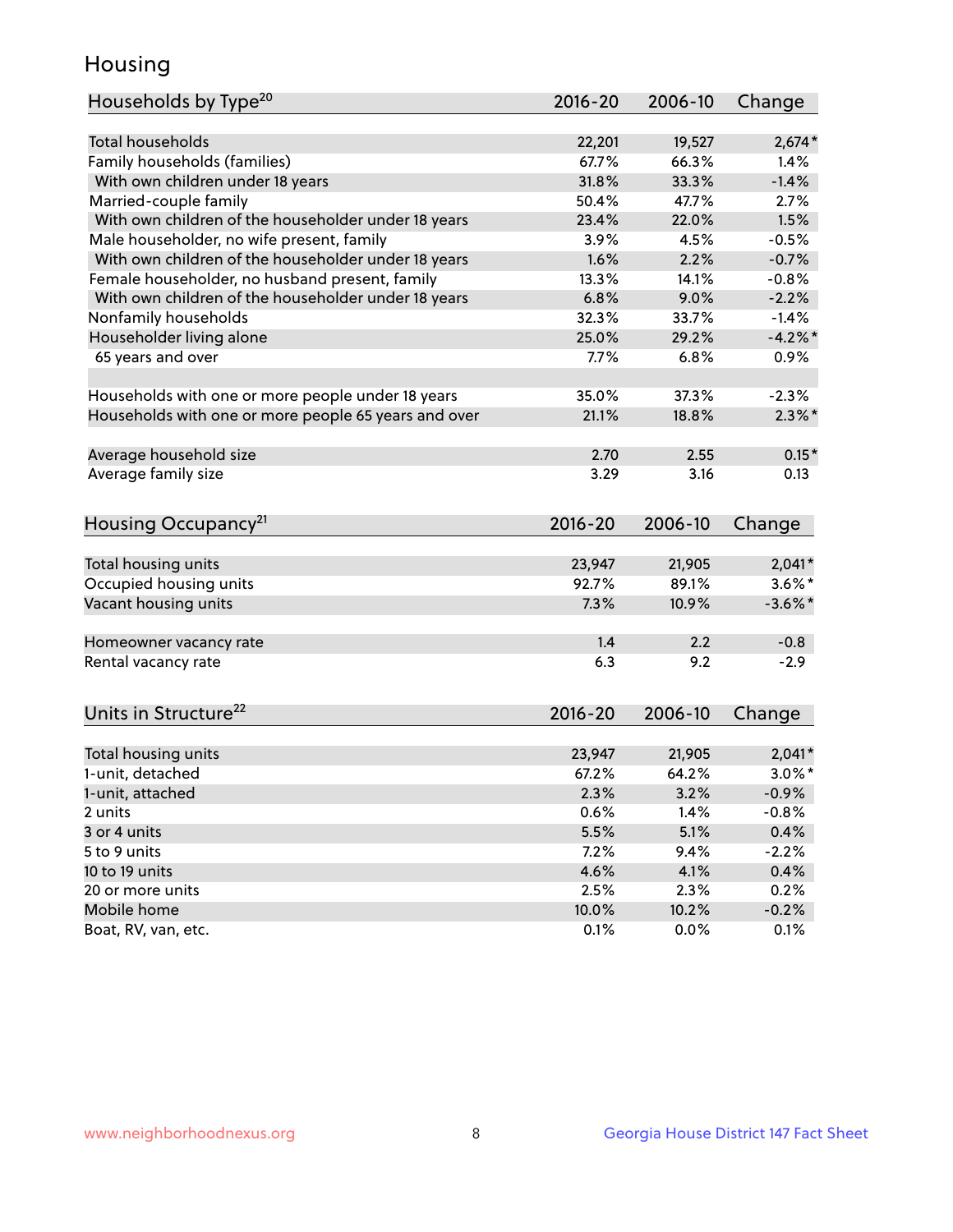# Housing

| Households by Type[20] | 2016-20 | 2006-10 | Change |
|---|---|---|---|
| Total households | 22,201 | 19,527 | 2,674* |
| Family households (families) | 67.7% | 66.3% | 1.4% |
| With own children under 18 years | 31.8% | 33.3% | -1.4% |
| Married-couple family | 50.4% | 47.7% | 2.7% |
| With own children of the householder under 18 years | 23.4% | 22.0% | 1.5% |
| Male householder, no wife present, family | 3.9% | 4.5% | -0.5% |
| With own children of the householder under 18 years | 1.6% | 2.2% | -0.7% |
| Female householder, no husband present, family | 13.3% | 14.1% | -0.8% |
| With own children of the householder under 18 years | 6.8% | 9.0% | -2.2% |
| Nonfamily households | 32.3% | 33.7% | -1.4% |
| Householder living alone | 25.0% | 29.2% | -4.2%* |
| 65 years and over | 7.7% | 6.8% | 0.9% |
| | | | |
| Households with one or more people under 18 years | 35.0% | 37.3% | -2.3% |
| Households with one or more people 65 years and over | 21.1% | 18.8% | 2.3%* |
| | | | |
| Average household size | 2.70 | 2.55 | 0.15* |
| Average family size | 3.29 | 3.16 | 0.13 |

| Housing Occupancy[21] | 2016-20 | 2006-10 | Change |
|---|---|---|---|
| Total housing units | 23,947 | 21,905 | 2,041* |
| Occupied housing units | 92.7% | 89.1% | 3.6%* |
| Vacant housing units | 7.3% | 10.9% | -3.6%* |
| | | | |
| Homeowner vacancy rate | 1.4 | 2.2 | -0.8 |
| Rental vacancy rate | 6.3 | 9.2 | -2.9 |

| Units in Structure[22] | 2016-20 | 2006-10 | Change |
|---|---|---|---|
| Total housing units | 23,947 | 21,905 | 2,041* |
| 1-unit, detached | 67.2% | 64.2% | 3.0%* |
| 1-unit, attached | 2.3% | 3.2% | -0.9% |
| 2 units | 0.6% | 1.4% | -0.8% |
| 3 or 4 units | 5.5% | 5.1% | 0.4% |
| 5 to 9 units | 7.2% | 9.4% | -2.2% |
| 10 to 19 units | 4.6% | 4.1% | 0.4% |
| 20 or more units | 2.5% | 2.3% | 0.2% |
| Mobile home | 10.0% | 10.2% | -0.2% |
| Boat, RV, van, etc. | 0.1% | 0.0% | 0.1% |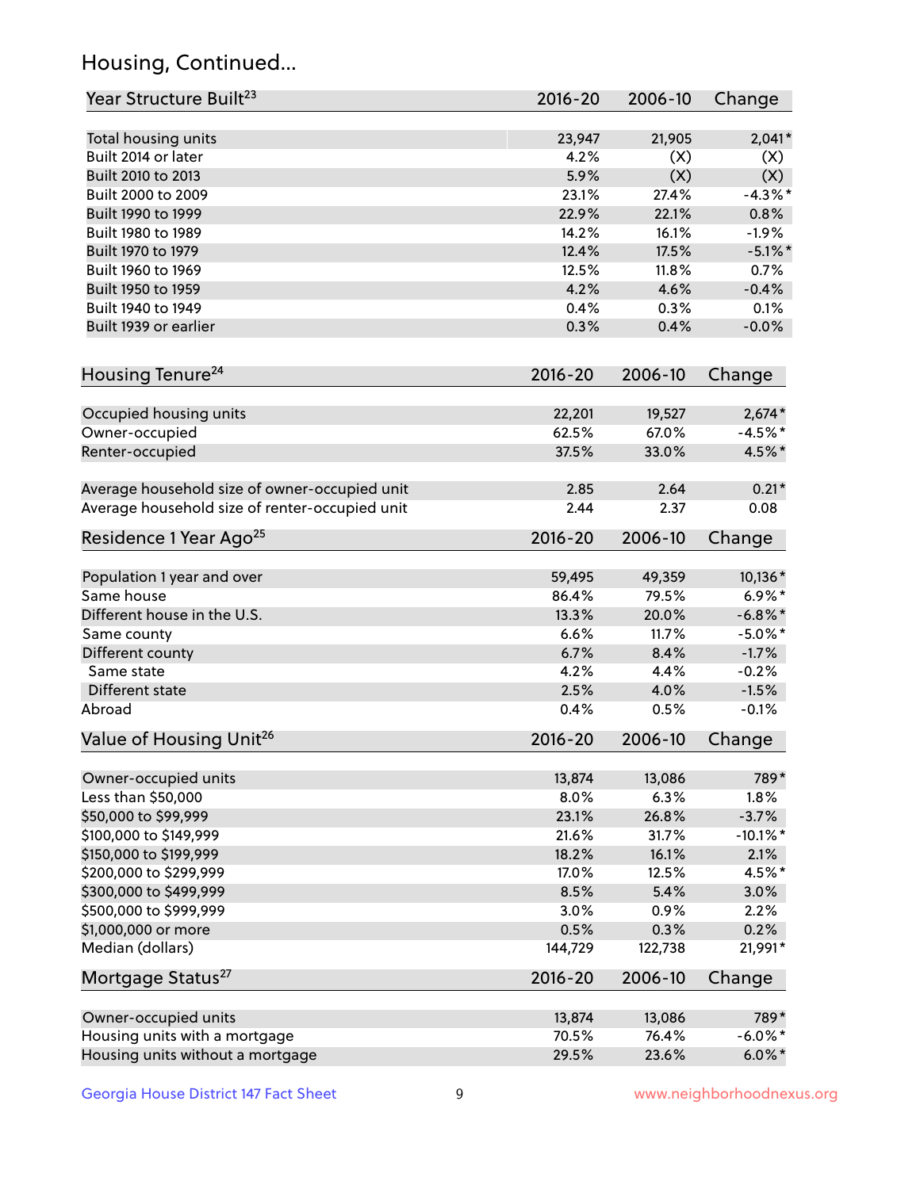## Housing, Continued...

| Year Structure Built[23] | 2016-20 | 2006-10 | Change |
|---|---|---|---|
| Total housing units | 23,947 | 21,905 | 2,041* |
| Built 2014 or later | 4.2% | (X) | (X) |
| Built 2010 to 2013 | 5.9% | (X) | (X) |
| Built 2000 to 2009 | 23.1% | 27.4% | -4.3%* |
| Built 1990 to 1999 | 22.9% | 22.1% | 0.8% |
| Built 1980 to 1989 | 14.2% | 16.1% | -1.9% |
| Built 1970 to 1979 | 12.4% | 17.5% | -5.1%* |
| Built 1960 to 1969 | 12.5% | 11.8% | 0.7% |
| Built 1950 to 1959 | 4.2% | 4.6% | -0.4% |
| Built 1940 to 1949 | 0.4% | 0.3% | 0.1% |
| Built 1939 or earlier | 0.3% | 0.4% | -0.0% |

| Housing Tenure[24] | 2016-20 | 2006-10 | Change |
|---|---|---|---|
| Occupied housing units | 22,201 | 19,527 | 2,674* |
| Owner-occupied | 62.5% | 67.0% | -4.5%* |
| Renter-occupied | 37.5% | 33.0% | 4.5%* |
| Average household size of owner-occupied unit | 2.85 | 2.64 | 0.21* |
| Average household size of renter-occupied unit | 2.44 | 2.37 | 0.08 |

| Residence 1 Year Ago[25] | 2016-20 | 2006-10 | Change |
|---|---|---|---|
| Population 1 year and over | 59,495 | 49,359 | 10,136* |
| Same house | 86.4% | 79.5% | 6.9%* |
| Different house in the U.S. | 13.3% | 20.0% | -6.8%* |
| Same county | 6.6% | 11.7% | -5.0%* |
| Different county | 6.7% | 8.4% | -1.7% |
| Same state | 4.2% | 4.4% | -0.2% |
| Different state | 2.5% | 4.0% | -1.5% |
| Abroad | 0.4% | 0.5% | -0.1% |

| Value of Housing Unit[26] | 2016-20 | 2006-10 | Change |
|---|---|---|---|
| Owner-occupied units | 13,874 | 13,086 | 789* |
| Less than $50,000 | 8.0% | 6.3% | 1.8% |
| $50,000 to $99,999 | 23.1% | 26.8% | -3.7% |
| $100,000 to $149,999 | 21.6% | 31.7% | -10.1%* |
| $150,000 to $199,999 | 18.2% | 16.1% | 2.1% |
| $200,000 to $299,999 | 17.0% | 12.5% | 4.5%* |
| $300,000 to $499,999 | 8.5% | 5.4% | 3.0% |
| $500,000 to $999,999 | 3.0% | 0.9% | 2.2% |
| $1,000,000 or more | 0.5% | 0.3% | 0.2% |
| Median (dollars) | 144,729 | 122,738 | 21,991* |

| Mortgage Status[27] | 2016-20 | 2006-10 | Change |
|---|---|---|---|
| Owner-occupied units | 13,874 | 13,086 | 789* |
| Housing units with a mortgage | 70.5% | 76.4% | -6.0%* |
| Housing units without a mortgage | 29.5% | 23.6% | 6.0%* |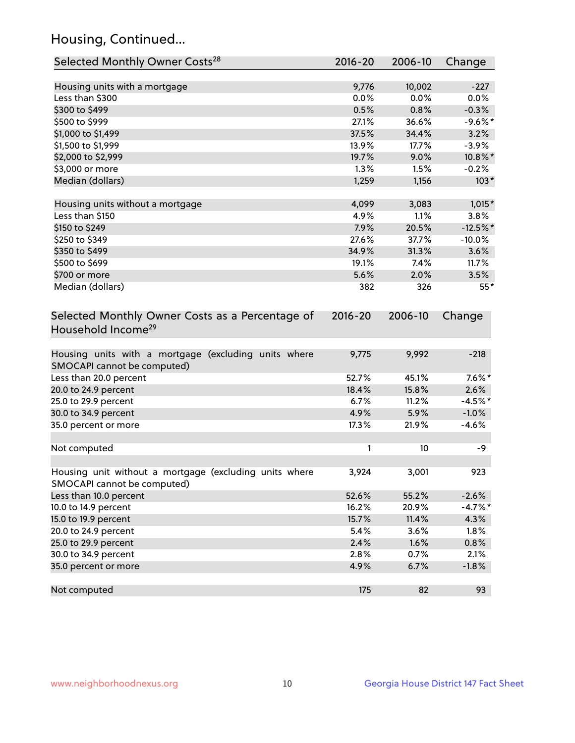## Housing, Continued...

| Selected Monthly Owner Costs[28] | 2016-20 | 2006-10 | Change |
|---|---|---|---|
| Housing units with a mortgage | 9,776 | 10,002 | -227 |
| Less than $300 | 0.0% | 0.0% | 0.0% |
| $300 to $499 | 0.5% | 0.8% | -0.3% |
| $500 to $999 | 27.1% | 36.6% | -9.6%* |
| $1,000 to $1,499 | 37.5% | 34.4% | 3.2% |
| $1,500 to $1,999 | 13.9% | 17.7% | -3.9% |
| $2,000 to $2,999 | 19.7% | 9.0% | 10.8%* |
| $3,000 or more | 1.3% | 1.5% | -0.2% |
| Median (dollars) | 1,259 | 1,156 | 103* |
| | | | |
| Housing units without a mortgage | 4,099 | 3,083 | 1,015* |
| Less than $150 | 4.9% | 1.1% | 3.8% |
| $150 to $249 | 7.9% | 20.5% | -12.5%* |
| $250 to $349 | 27.6% | 37.7% | -10.0% |
| $350 to $499 | 34.9% | 31.3% | 3.6% |
| $500 to $699 | 19.1% | 7.4% | 11.7% |
| $700 or more | 5.6% | 2.0% | 3.5% |
| Median (dollars) | 382 | 326 | 55* |

| Selected Monthly Owner Costs as a Percentage of Household Income[29] | 2016-20 | 2006-10 | Change |
|---|---|---|---|
| Housing units with a mortgage (excluding units where SMOCAPI cannot be computed) | 9,775 | 9,992 | -218 |
| Less than 20.0 percent | 52.7% | 45.1% | 7.6%* |
| 20.0 to 24.9 percent | 18.4% | 15.8% | 2.6% |
| 25.0 to 29.9 percent | 6.7% | 11.2% | -4.5%* |
| 30.0 to 34.9 percent | 4.9% | 5.9% | -1.0% |
| 35.0 percent or more | 17.3% | 21.9% | -4.6% |
| | | | |
| Not computed | 1 | 10 | -9 |
| | | | |
| Housing unit without a mortgage (excluding units where SMOCAPI cannot be computed) | 3,924 | 3,001 | 923 |
| Less than 10.0 percent | 52.6% | 55.2% | -2.6% |
| 10.0 to 14.9 percent | 16.2% | 20.9% | -4.7%* |
| 15.0 to 19.9 percent | 15.7% | 11.4% | 4.3% |
| 20.0 to 24.9 percent | 5.4% | 3.6% | 1.8% |
| 25.0 to 29.9 percent | 2.4% | 1.6% | 0.8% |
| 30.0 to 34.9 percent | 2.8% | 0.7% | 2.1% |
| 35.0 percent or more | 4.9% | 6.7% | -1.8% |
| | | | |
| Not computed | 175 | 82 | 93 |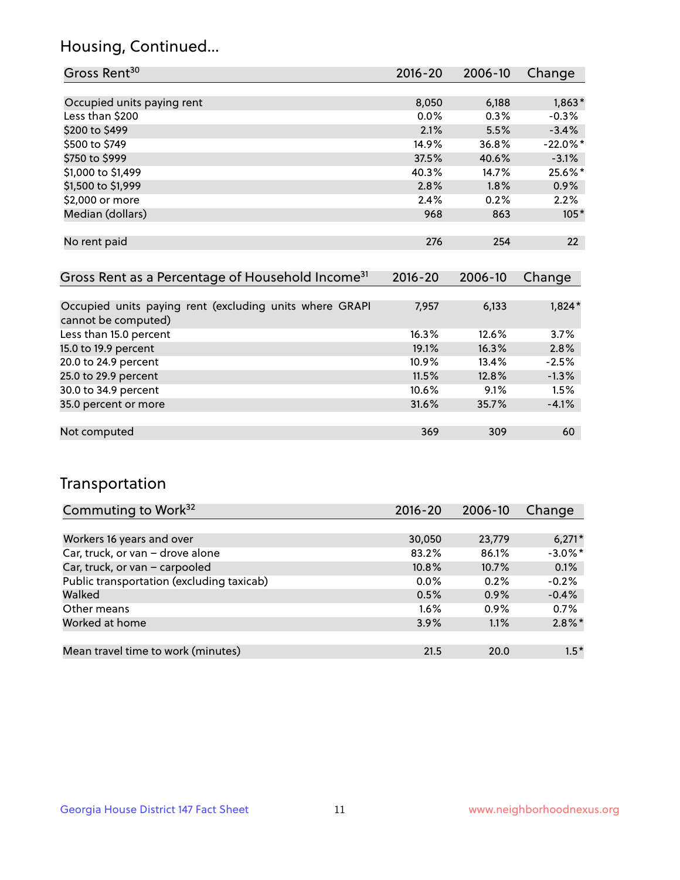## Housing, Continued...

| Gross Rent[30] | 2016-20 | 2006-10 | Change |
|---|---|---|---|
| Occupied units paying rent | 8,050 | 6,188 | 1,863* |
| Less than $200 | 0.0% | 0.3% | -0.3% |
| $200 to $499 | 2.1% | 5.5% | -3.4% |
| $500 to $749 | 14.9% | 36.8% | -22.0%* |
| $750 to $999 | 37.5% | 40.6% | -3.1% |
| $1,000 to $1,499 | 40.3% | 14.7% | 25.6%* |
| $1,500 to $1,999 | 2.8% | 1.8% | 0.9% |
| $2,000 or more | 2.4% | 0.2% | 2.2% |
| Median (dollars) | 968 | 863 | 105* |
| No rent paid | 276 | 254 | 22 |

| Gross Rent as a Percentage of Household Income[31] | 2016-20 | 2006-10 | Change |
|---|---|---|---|
| Occupied units paying rent (excluding units where GRAPI cannot be computed) | 7,957 | 6,133 | 1,824* |
| Less than 15.0 percent | 16.3% | 12.6% | 3.7% |
| 15.0 to 19.9 percent | 19.1% | 16.3% | 2.8% |
| 20.0 to 24.9 percent | 10.9% | 13.4% | -2.5% |
| 25.0 to 29.9 percent | 11.5% | 12.8% | -1.3% |
| 30.0 to 34.9 percent | 10.6% | 9.1% | 1.5% |
| 35.0 percent or more | 31.6% | 35.7% | -4.1% |
| Not computed | 369 | 309 | 60 |

## Transportation

| Commuting to Work[32] | 2016-20 | 2006-10 | Change |
|---|---|---|---|
| Workers 16 years and over | 30,050 | 23,779 | 6,271* |
| Car, truck, or van – drove alone | 83.2% | 86.1% | -3.0%* |
| Car, truck, or van – carpooled | 10.8% | 10.7% | 0.1% |
| Public transportation (excluding taxicab) | 0.0% | 0.2% | -0.2% |
| Walked | 0.5% | 0.9% | -0.4% |
| Other means | 1.6% | 0.9% | 0.7% |
| Worked at home | 3.9% | 1.1% | 2.8%* |
| Mean travel time to work (minutes) | 21.5 | 20.0 | 1.5* |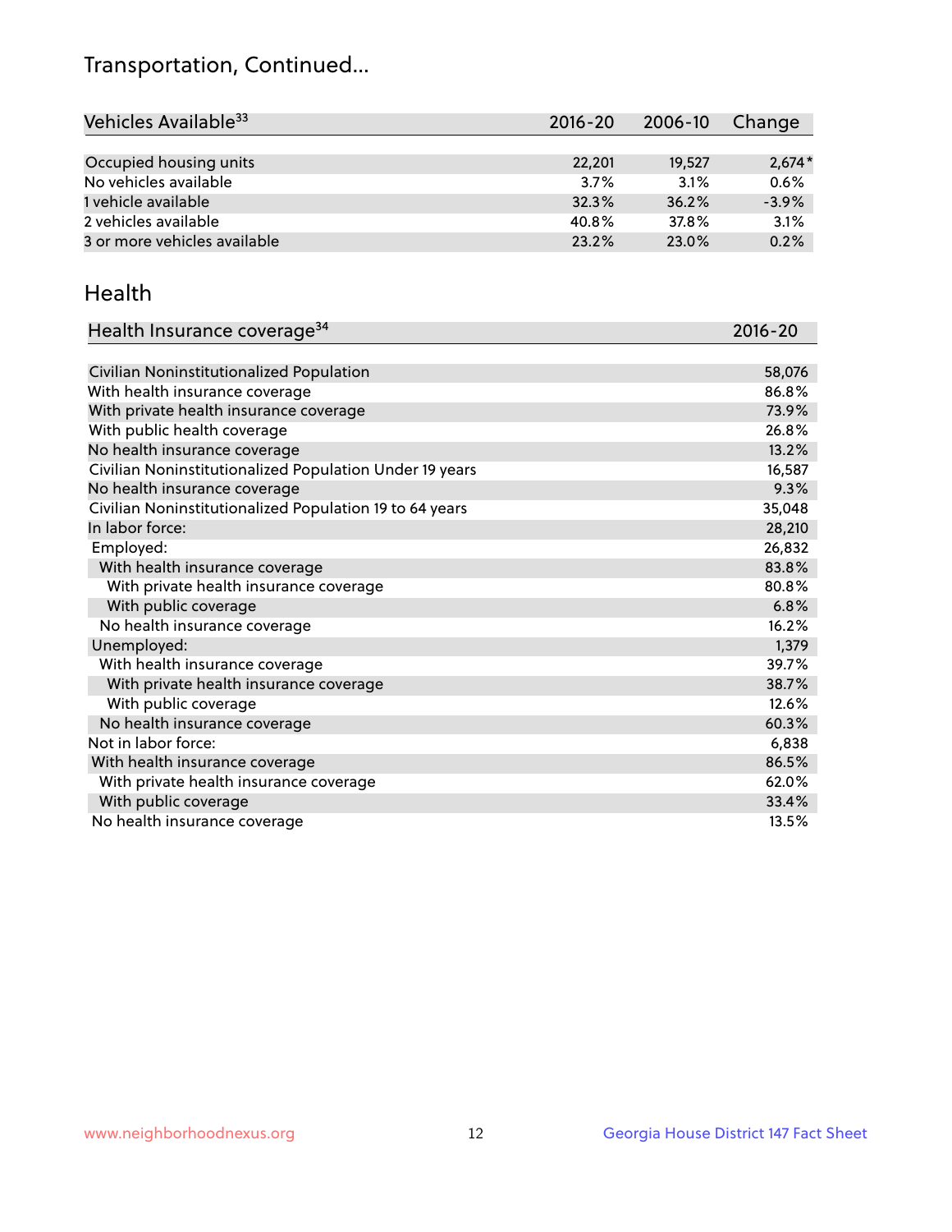## Transportation, Continued...

| Vehicles Available[33] | 2016-20 | 2006-10 | Change |
|---|---|---|---|
| Occupied housing units | 22,201 | 19,527 | 2,674* |
| No vehicles available | 3.7% | 3.1% | 0.6% |
| 1 vehicle available | 32.3% | 36.2% | -3.9% |
| 2 vehicles available | 40.8% | 37.8% | 3.1% |
| 3 or more vehicles available | 23.2% | 23.0% | 0.2% |

## Health

| Health Insurance coverage[34] | 2016-20 |
|---|---|
| Civilian Noninstitutionalized Population | 58,076 |
| With health insurance coverage | 86.8% |
| With private health insurance coverage | 73.9% |
| With public health coverage | 26.8% |
| No health insurance coverage | 13.2% |
| Civilian Noninstitutionalized Population Under 19 years | 16,587 |
| No health insurance coverage | 9.3% |
| Civilian Noninstitutionalized Population 19 to 64 years | 35,048 |
| In labor force: | 28,210 |
| Employed: | 26,832 |
| With health insurance coverage | 83.8% |
| With private health insurance coverage | 80.8% |
| With public coverage | 6.8% |
| No health insurance coverage | 16.2% |
| Unemployed: | 1,379 |
| With health insurance coverage | 39.7% |
| With private health insurance coverage | 38.7% |
| With public coverage | 12.6% |
| No health insurance coverage | 60.3% |
| Not in labor force: | 6,838 |
| With health insurance coverage | 86.5% |
| With private health insurance coverage | 62.0% |
| With public coverage | 33.4% |
| No health insurance coverage | 13.5% |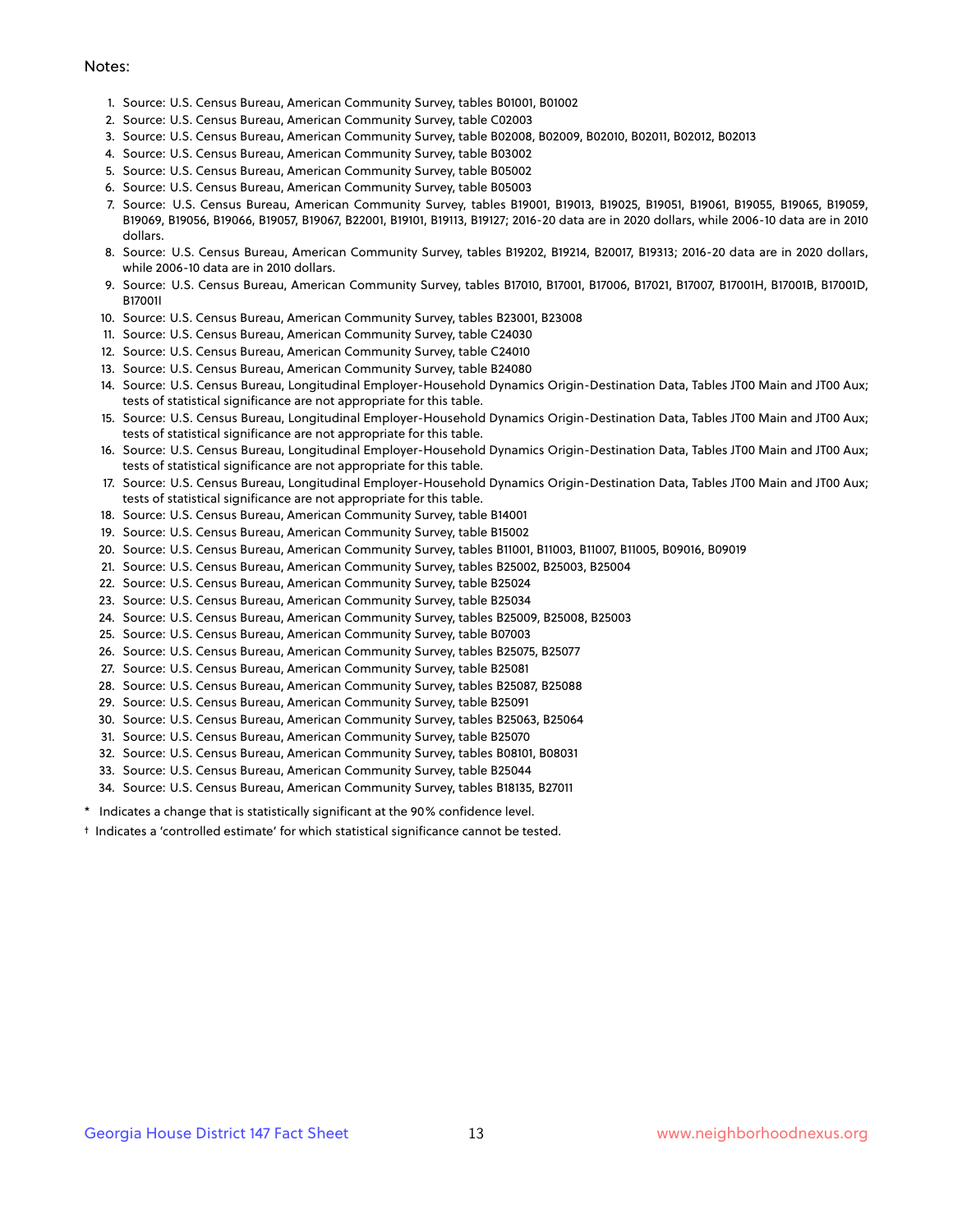Notes:

1. Source: U.S. Census Bureau, American Community Survey, tables B01001, B01002
2. Source: U.S. Census Bureau, American Community Survey, table C02003
3. Source: U.S. Census Bureau, American Community Survey, table B02008, B02009, B02010, B02011, B02012, B02013
4. Source: U.S. Census Bureau, American Community Survey, table B03002
5. Source: U.S. Census Bureau, American Community Survey, table B05002
6. Source: U.S. Census Bureau, American Community Survey, table B05003
7. Source: U.S. Census Bureau, American Community Survey, tables B19001, B19013, B19025, B19051, B19061, B19055, B19065, B19059, B19069, B19056, B19066, B19057, B19067, B22001, B19101, B19113, B19127; 2016-20 data are in 2020 dollars, while 2006-10 data are in 2010 dollars.
8. Source: U.S. Census Bureau, American Community Survey, tables B19202, B19214, B20017, B19313; 2016-20 data are in 2020 dollars, while 2006-10 data are in 2010 dollars.
9. Source: U.S. Census Bureau, American Community Survey, tables B17010, B17001, B17006, B17021, B17007, B17001H, B17001B, B17001D, B17001I
10. Source: U.S. Census Bureau, American Community Survey, tables B23001, B23008
11. Source: U.S. Census Bureau, American Community Survey, table C24030
12. Source: U.S. Census Bureau, American Community Survey, table C24010
13. Source: U.S. Census Bureau, American Community Survey, table B24080
14. Source: U.S. Census Bureau, Longitudinal Employer-Household Dynamics Origin-Destination Data, Tables JT00 Main and JT00 Aux; tests of statistical significance are not appropriate for this table.
15. Source: U.S. Census Bureau, Longitudinal Employer-Household Dynamics Origin-Destination Data, Tables JT00 Main and JT00 Aux; tests of statistical significance are not appropriate for this table.
16. Source: U.S. Census Bureau, Longitudinal Employer-Household Dynamics Origin-Destination Data, Tables JT00 Main and JT00 Aux; tests of statistical significance are not appropriate for this table.
17. Source: U.S. Census Bureau, Longitudinal Employer-Household Dynamics Origin-Destination Data, Tables JT00 Main and JT00 Aux; tests of statistical significance are not appropriate for this table.
18. Source: U.S. Census Bureau, American Community Survey, table B14001
19. Source: U.S. Census Bureau, American Community Survey, table B15002
20. Source: U.S. Census Bureau, American Community Survey, tables B11001, B11003, B11007, B11005, B09016, B09019
21. Source: U.S. Census Bureau, American Community Survey, tables B25002, B25003, B25004
22. Source: U.S. Census Bureau, American Community Survey, table B25024
23. Source: U.S. Census Bureau, American Community Survey, table B25034
24. Source: U.S. Census Bureau, American Community Survey, tables B25009, B25008, B25003
25. Source: U.S. Census Bureau, American Community Survey, table B07003
26. Source: U.S. Census Bureau, American Community Survey, tables B25075, B25077
27. Source: U.S. Census Bureau, American Community Survey, table B25081
28. Source: U.S. Census Bureau, American Community Survey, tables B25087, B25088
29. Source: U.S. Census Bureau, American Community Survey, table B25091
30. Source: U.S. Census Bureau, American Community Survey, tables B25063, B25064
31. Source: U.S. Census Bureau, American Community Survey, table B25070
32. Source: U.S. Census Bureau, American Community Survey, tables B08101, B08031
33. Source: U.S. Census Bureau, American Community Survey, table B25044
34. Source: U.S. Census Bureau, American Community Survey, tables B18135, B27011

\* Indicates a change that is statistically significant at the 90% confidence level.

† Indicates a 'controlled estimate' for which statistical significance cannot be tested.